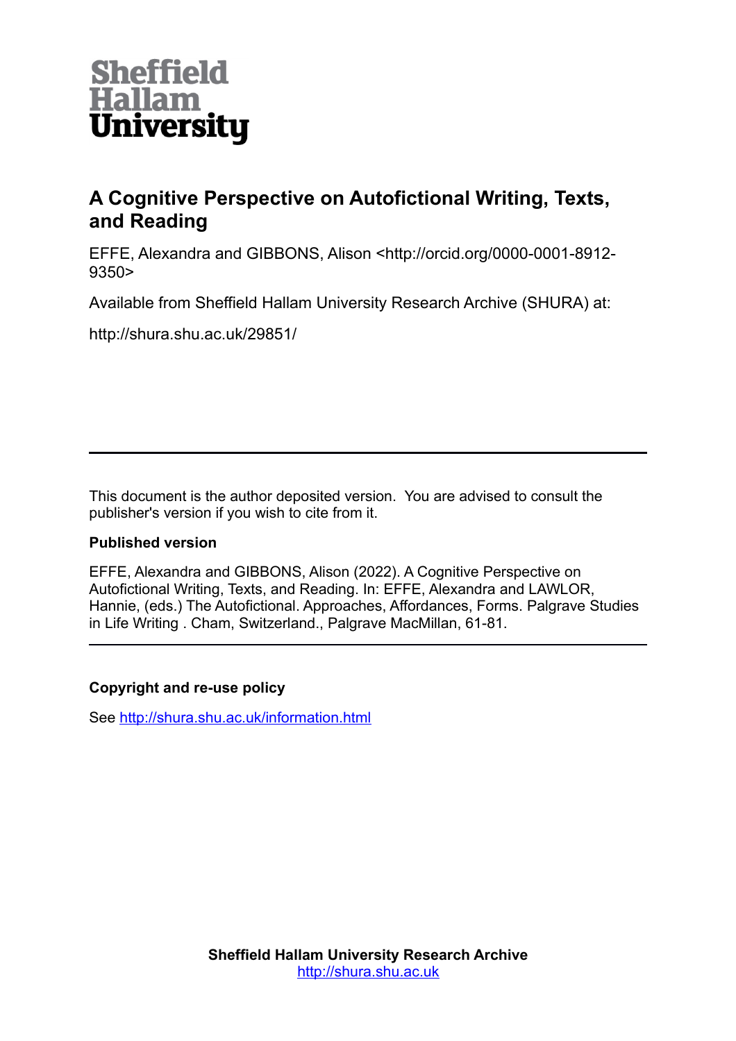Sheffield
Hallam
University

# A Cognitive Perspective on Autofictional Writing, Texts, and Reading

EFFE, Alexandra and GIBBONS, Alison <http://orcid.org/0000-0001-8912-9350>

Available from Sheffield Hallam University Research Archive (SHURA) at:

http://shura.shu.ac.uk/29851/

---

This document is the author deposited version. You are advised to consult the publisher's version if you wish to cite from it.

**Published version**

EFFE, Alexandra and GIBBONS, Alison (2022). A Cognitive Perspective on Autofictional Writing, Texts, and Reading. In: EFFE, Alexandra and LAWLOR, Hannie, (eds.) The Autofictional. Approaches, Affordances, Forms. Palgrave Studies in Life Writing . Cham, Switzerland., Palgrave MacMillan, 61-81.

---

**Copyright and re-use policy**

See http://shura.shu.ac.uk/information.html

**Sheffield Hallam University Research Archive**
http://shura.shu.ac.uk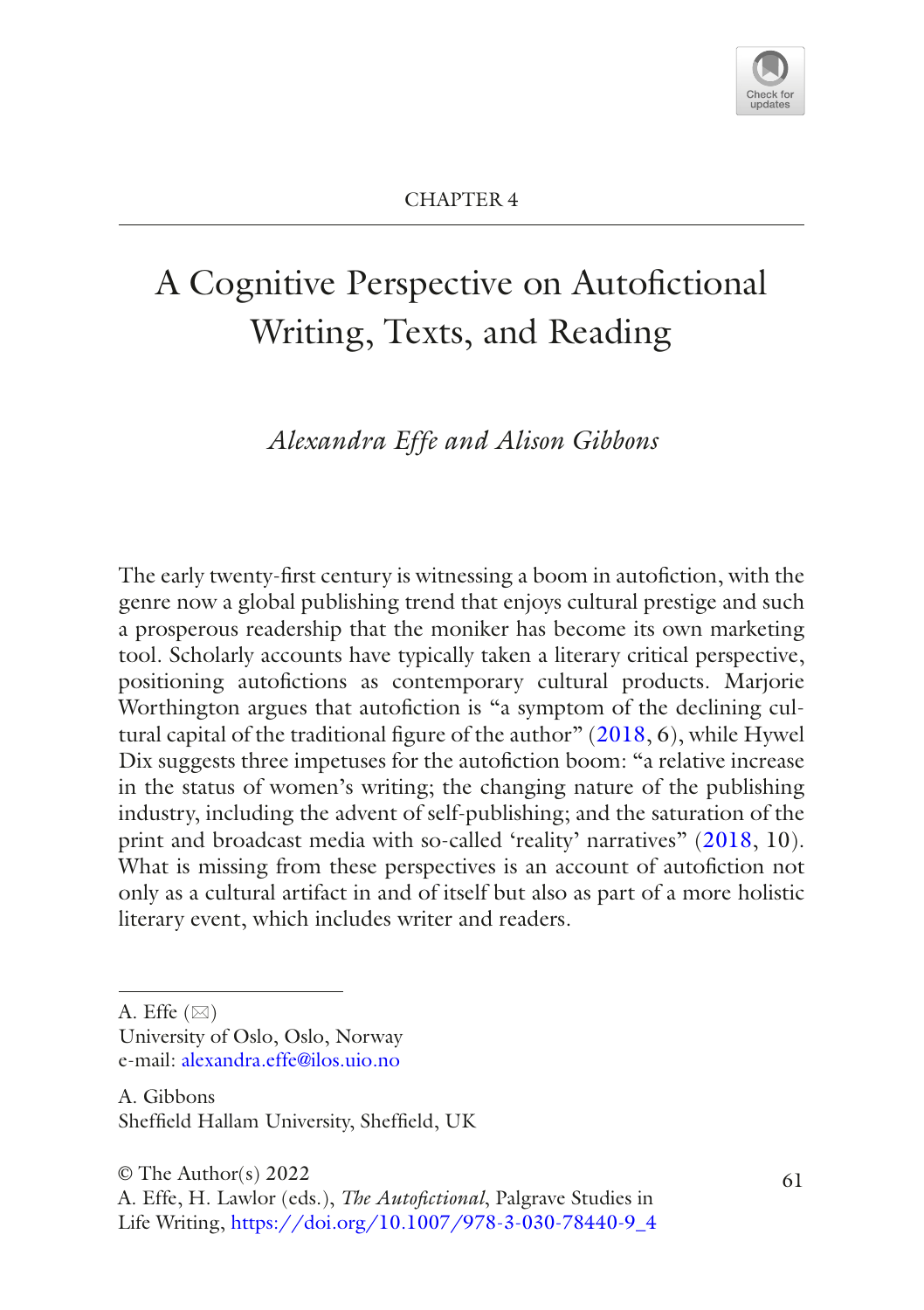CHAPTER 4

# A Cognitive Perspective on Autofictional Writing, Texts, and Reading

*Alexandra Effe and Alison Gibbons*

The early twenty-first century is witnessing a boom in autofiction, with the genre now a global publishing trend that enjoys cultural prestige and such a prosperous readership that the moniker has become its own marketing tool. Scholarly accounts have typically taken a literary critical perspective, positioning autofictions as contemporary cultural products. Marjorie Worthington argues that autofiction is "a symptom of the declining cultural capital of the traditional figure of the author" (2018, 6), while Hywel Dix suggests three impetuses for the autofiction boom: "a relative increase in the status of women's writing; the changing nature of the publishing industry, including the advent of self-publishing; and the saturation of the print and broadcast media with so-called 'reality' narratives" (2018, 10). What is missing from these perspectives is an account of autofiction not only as a cultural artifact in and of itself but also as part of a more holistic literary event, which includes writer and readers.

A. Effe (✉)
University of Oslo, Oslo, Norway
e-mail: alexandra.effe@ilos.uio.no

A. Gibbons
Sheffield Hallam University, Sheffield, UK

© The Author(s) 2022
A. Effe, H. Lawlor (eds.), *The Autofictional*, Palgrave Studies in Life Writing, https://doi.org/10.1007/978-3-030-78440-9_4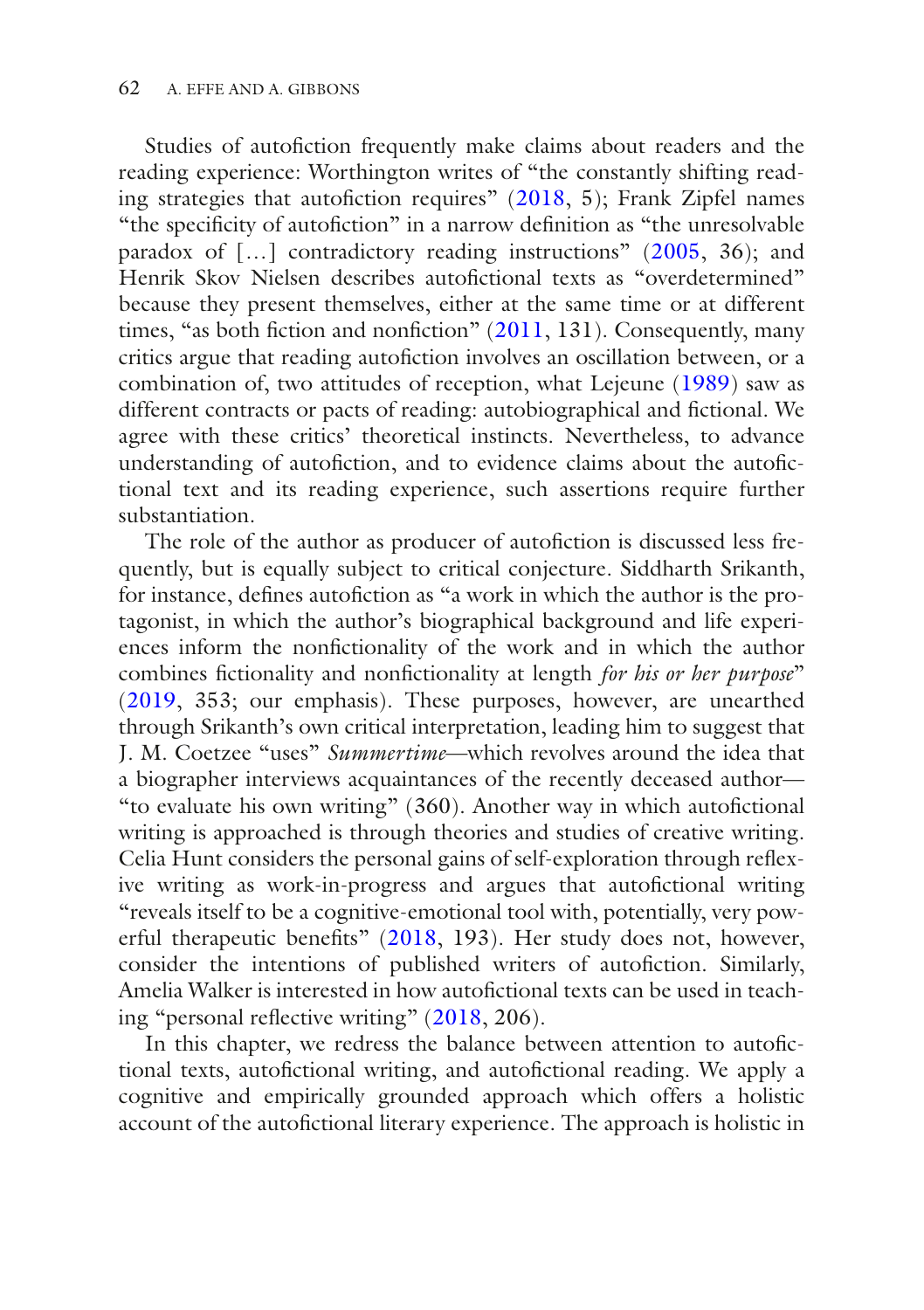Studies of autofiction frequently make claims about readers and the reading experience: Worthington writes of "the constantly shifting reading strategies that autofiction requires" (2018, 5); Frank Zipfel names "the specificity of autofiction" in a narrow definition as "the unresolvable paradox of […] contradictory reading instructions" (2005, 36); and Henrik Skov Nielsen describes autofictional texts as "overdetermined" because they present themselves, either at the same time or at different times, "as both fiction and nonfiction" (2011, 131). Consequently, many critics argue that reading autofiction involves an oscillation between, or a combination of, two attitudes of reception, what Lejeune (1989) saw as different contracts or pacts of reading: autobiographical and fictional. We agree with these critics' theoretical instincts. Nevertheless, to advance understanding of autofiction, and to evidence claims about the autofictional text and its reading experience, such assertions require further substantiation.

The role of the author as producer of autofiction is discussed less frequently, but is equally subject to critical conjecture. Siddharth Srikanth, for instance, defines autofiction as "a work in which the author is the protagonist, in which the author's biographical background and life experiences inform the nonfictionality of the work and in which the author combines fictionality and nonfictionality at length *for his or her purpose*" (2019, 353; our emphasis). These purposes, however, are unearthed through Srikanth's own critical interpretation, leading him to suggest that J. M. Coetzee "uses" *Summertime*—which revolves around the idea that a biographer interviews acquaintances of the recently deceased author—"to evaluate his own writing" (360). Another way in which autofictional writing is approached is through theories and studies of creative writing. Celia Hunt considers the personal gains of self-exploration through reflexive writing as work-in-progress and argues that autofictional writing "reveals itself to be a cognitive-emotional tool with, potentially, very powerful therapeutic benefits" (2018, 193). Her study does not, however, consider the intentions of published writers of autofiction. Similarly, Amelia Walker is interested in how autofictional texts can be used in teaching "personal reflective writing" (2018, 206).

In this chapter, we redress the balance between attention to autofictional texts, autofictional writing, and autofictional reading. We apply a cognitive and empirically grounded approach which offers a holistic account of the autofictional literary experience. The approach is holistic in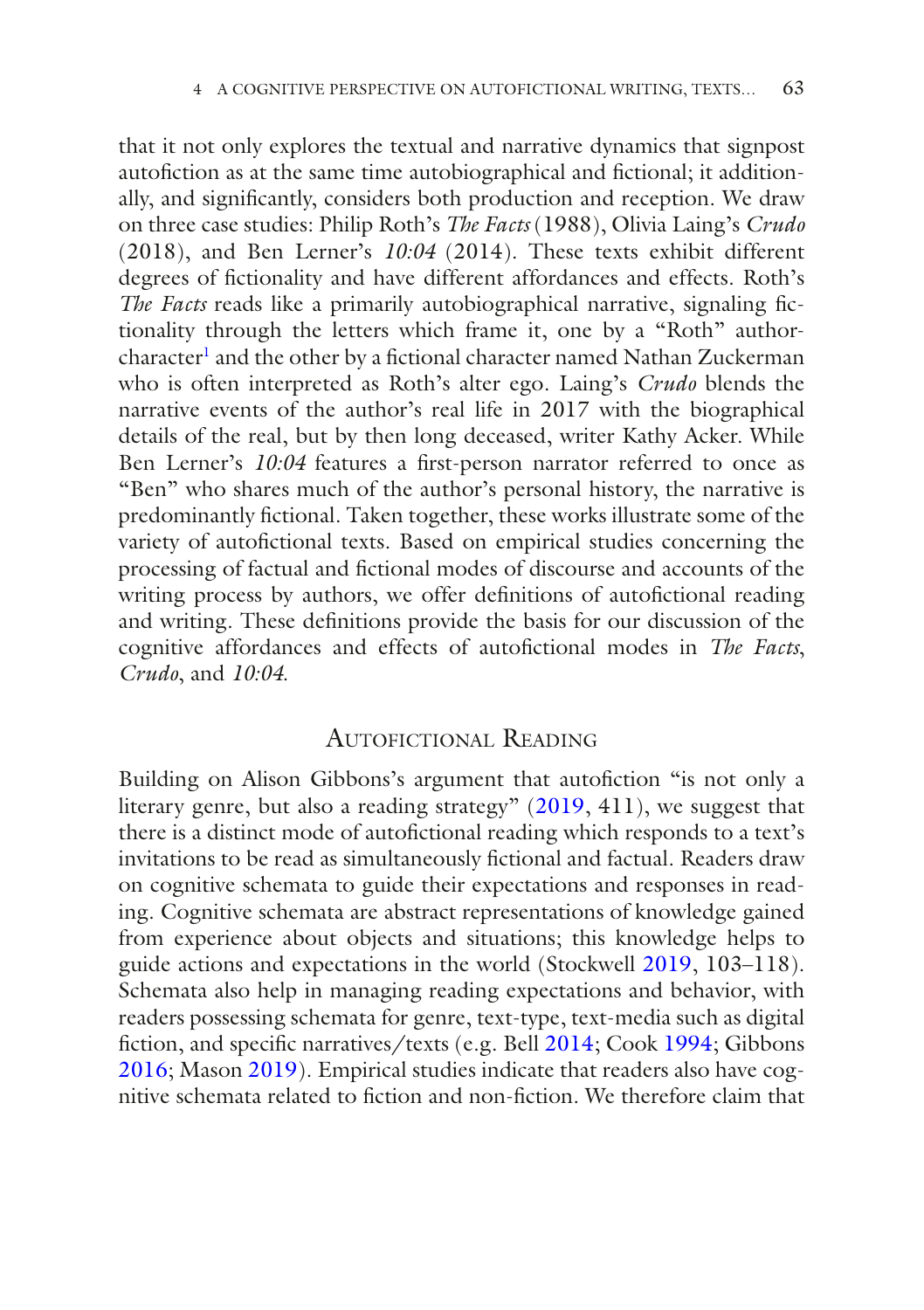that it not only explores the textual and narrative dynamics that signpost autofiction as at the same time autobiographical and fictional; it additionally, and significantly, considers both production and reception. We draw on three case studies: Philip Roth's *The Facts* (1988), Olivia Laing's *Crudo* (2018), and Ben Lerner's *10:04* (2014). These texts exhibit different degrees of fictionality and have different affordances and effects. Roth's *The Facts* reads like a primarily autobiographical narrative, signaling fictionality through the letters which frame it, one by a "Roth" author-character[1] and the other by a fictional character named Nathan Zuckerman who is often interpreted as Roth's alter ego. Laing's *Crudo* blends the narrative events of the author's real life in 2017 with the biographical details of the real, but by then long deceased, writer Kathy Acker. While Ben Lerner's *10:04* features a first-person narrator referred to once as "Ben" who shares much of the author's personal history, the narrative is predominantly fictional. Taken together, these works illustrate some of the variety of autofictional texts. Based on empirical studies concerning the processing of factual and fictional modes of discourse and accounts of the writing process by authors, we offer definitions of autofictional reading and writing. These definitions provide the basis for our discussion of the cognitive affordances and effects of autofictional modes in *The Facts*, *Crudo*, and *10:04*.

## Autofictional Reading

Building on Alison Gibbons's argument that autofiction "is not only a literary genre, but also a reading strategy" (2019, 411), we suggest that there is a distinct mode of autofictional reading which responds to a text's invitations to be read as simultaneously fictional and factual. Readers draw on cognitive schemata to guide their expectations and responses in reading. Cognitive schemata are abstract representations of knowledge gained from experience about objects and situations; this knowledge helps to guide actions and expectations in the world (Stockwell 2019, 103–118). Schemata also help in managing reading expectations and behavior, with readers possessing schemata for genre, text-type, text-media such as digital fiction, and specific narratives/texts (e.g. Bell 2014; Cook 1994; Gibbons 2016; Mason 2019). Empirical studies indicate that readers also have cognitive schemata related to fiction and non-fiction. We therefore claim that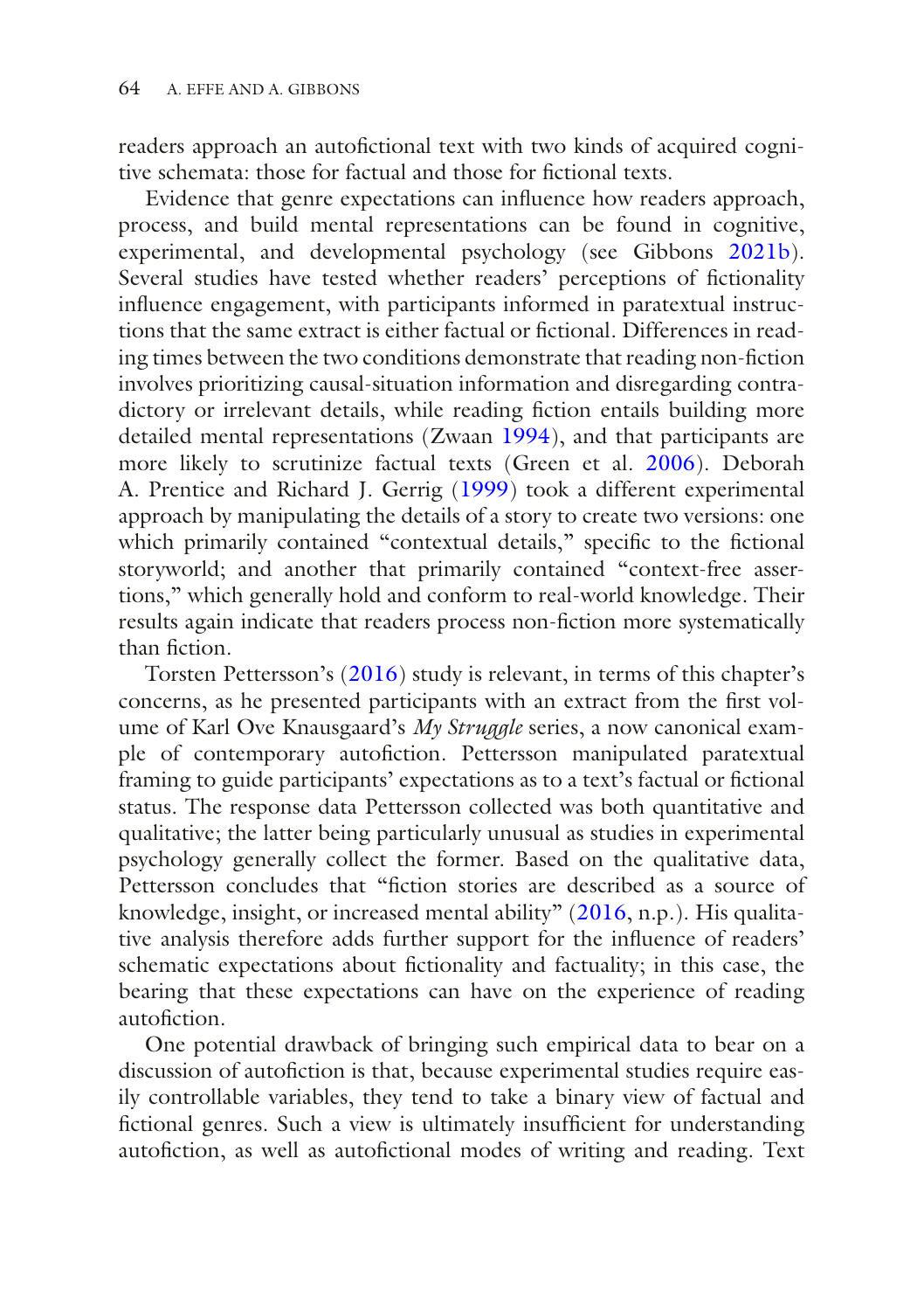readers approach an autofictional text with two kinds of acquired cognitive schemata: those for factual and those for fictional texts.

Evidence that genre expectations can influence how readers approach, process, and build mental representations can be found in cognitive, experimental, and developmental psychology (see Gibbons 2021b). Several studies have tested whether readers' perceptions of fictionality influence engagement, with participants informed in paratextual instructions that the same extract is either factual or fictional. Differences in reading times between the two conditions demonstrate that reading non-fiction involves prioritizing causal-situation information and disregarding contradictory or irrelevant details, while reading fiction entails building more detailed mental representations (Zwaan 1994), and that participants are more likely to scrutinize factual texts (Green et al. 2006). Deborah A. Prentice and Richard J. Gerrig (1999) took a different experimental approach by manipulating the details of a story to create two versions: one which primarily contained "contextual details," specific to the fictional storyworld; and another that primarily contained "context-free assertions," which generally hold and conform to real-world knowledge. Their results again indicate that readers process non-fiction more systematically than fiction.

Torsten Pettersson's (2016) study is relevant, in terms of this chapter's concerns, as he presented participants with an extract from the first volume of Karl Ove Knausgaard's *My Struggle* series, a now canonical example of contemporary autofiction. Pettersson manipulated paratextual framing to guide participants' expectations as to a text's factual or fictional status. The response data Pettersson collected was both quantitative and qualitative; the latter being particularly unusual as studies in experimental psychology generally collect the former. Based on the qualitative data, Pettersson concludes that "fiction stories are described as a source of knowledge, insight, or increased mental ability" (2016, n.p.). His qualitative analysis therefore adds further support for the influence of readers' schematic expectations about fictionality and factuality; in this case, the bearing that these expectations can have on the experience of reading autofiction.

One potential drawback of bringing such empirical data to bear on a discussion of autofiction is that, because experimental studies require easily controllable variables, they tend to take a binary view of factual and fictional genres. Such a view is ultimately insufficient for understanding autofiction, as well as autofictional modes of writing and reading. Text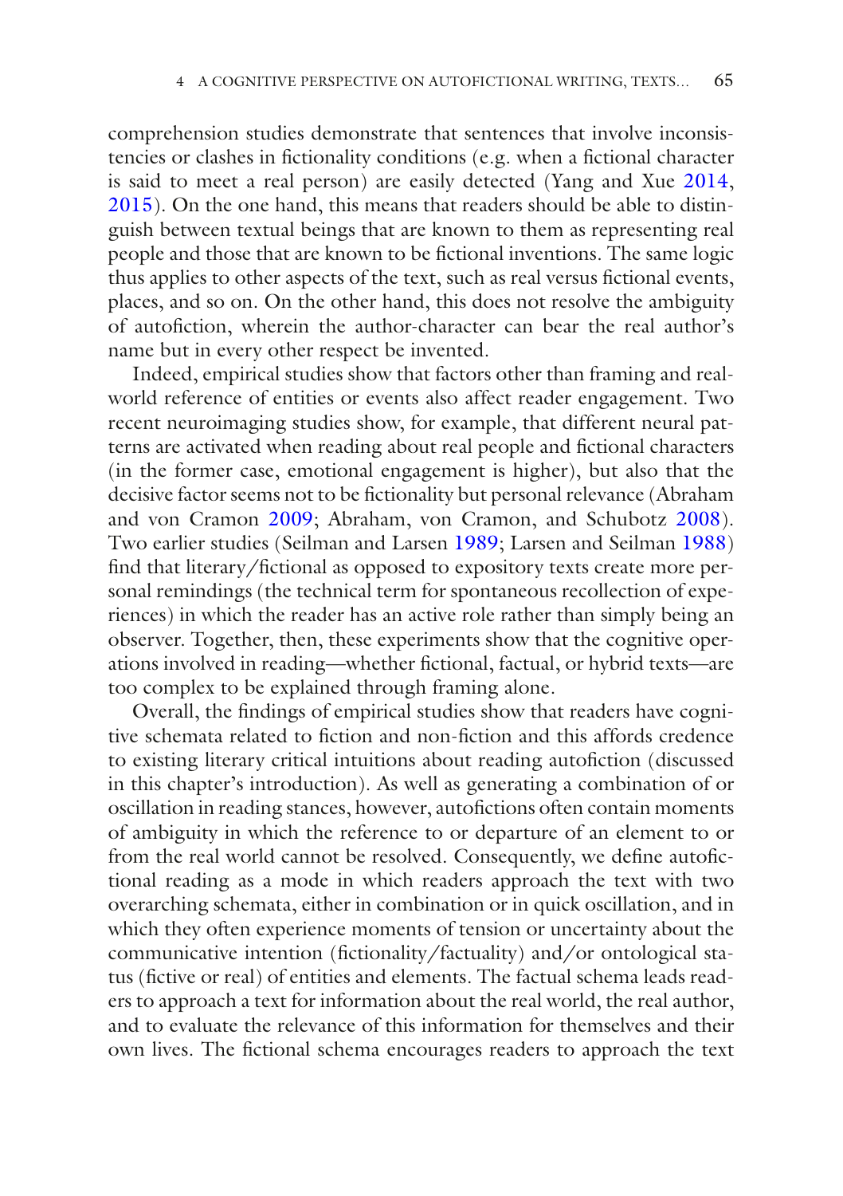comprehension studies demonstrate that sentences that involve inconsistencies or clashes in fictionality conditions (e.g. when a fictional character is said to meet a real person) are easily detected (Yang and Xue 2014, 2015). On the one hand, this means that readers should be able to distinguish between textual beings that are known to them as representing real people and those that are known to be fictional inventions. The same logic thus applies to other aspects of the text, such as real versus fictional events, places, and so on. On the other hand, this does not resolve the ambiguity of autofiction, wherein the author-character can bear the real author's name but in every other respect be invented.

Indeed, empirical studies show that factors other than framing and real-world reference of entities or events also affect reader engagement. Two recent neuroimaging studies show, for example, that different neural patterns are activated when reading about real people and fictional characters (in the former case, emotional engagement is higher), but also that the decisive factor seems not to be fictionality but personal relevance (Abraham and von Cramon 2009; Abraham, von Cramon, and Schubotz 2008). Two earlier studies (Seilman and Larsen 1989; Larsen and Seilman 1988) find that literary/fictional as opposed to expository texts create more personal remindings (the technical term for spontaneous recollection of experiences) in which the reader has an active role rather than simply being an observer. Together, then, these experiments show that the cognitive operations involved in reading—whether fictional, factual, or hybrid texts—are too complex to be explained through framing alone.

Overall, the findings of empirical studies show that readers have cognitive schemata related to fiction and non-fiction and this affords credence to existing literary critical intuitions about reading autofiction (discussed in this chapter's introduction). As well as generating a combination of or oscillation in reading stances, however, autofictions often contain moments of ambiguity in which the reference to or departure of an element to or from the real world cannot be resolved. Consequently, we define autofictional reading as a mode in which readers approach the text with two overarching schemata, either in combination or in quick oscillation, and in which they often experience moments of tension or uncertainty about the communicative intention (fictionality/factuality) and/or ontological status (fictive or real) of entities and elements. The factual schema leads readers to approach a text for information about the real world, the real author, and to evaluate the relevance of this information for themselves and their own lives. The fictional schema encourages readers to approach the text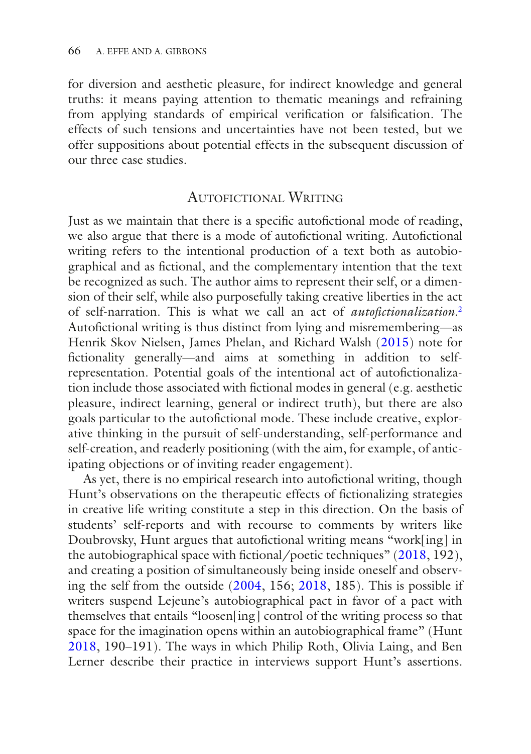for diversion and aesthetic pleasure, for indirect knowledge and general truths: it means paying attention to thematic meanings and refraining from applying standards of empirical verification or falsification. The effects of such tensions and uncertainties have not been tested, but we offer suppositions about potential effects in the subsequent discussion of our three case studies.

## Autofictional Writing

Just as we maintain that there is a specific autofictional mode of reading, we also argue that there is a mode of autofictional writing. Autofictional writing refers to the intentional production of a text both as autobiographical and as fictional, and the complementary intention that the text be recognized as such. The author aims to represent their self, or a dimension of their self, while also purposefully taking creative liberties in the act of self-narration. This is what we call an act of *autofictionalization*.[2] Autofictional writing is thus distinct from lying and misremembering—as Henrik Skov Nielsen, James Phelan, and Richard Walsh (2015) note for fictionality generally—and aims at something in addition to self-representation. Potential goals of the intentional act of autofictionalization include those associated with fictional modes in general (e.g. aesthetic pleasure, indirect learning, general or indirect truth), but there are also goals particular to the autofictional mode. These include creative, explorative thinking in the pursuit of self-understanding, self-performance and self-creation, and readerly positioning (with the aim, for example, of anticipating objections or of inviting reader engagement).

As yet, there is no empirical research into autofictional writing, though Hunt's observations on the therapeutic effects of fictionalizing strategies in creative life writing constitute a step in this direction. On the basis of students' self-reports and with recourse to comments by writers like Doubrovsky, Hunt argues that autofictional writing means "work[ing] in the autobiographical space with fictional/poetic techniques" (2018, 192), and creating a position of simultaneously being inside oneself and observing the self from the outside (2004, 156; 2018, 185). This is possible if writers suspend Lejeune's autobiographical pact in favor of a pact with themselves that entails "loosen[ing] control of the writing process so that space for the imagination opens within an autobiographical frame" (Hunt 2018, 190–191). The ways in which Philip Roth, Olivia Laing, and Ben Lerner describe their practice in interviews support Hunt's assertions.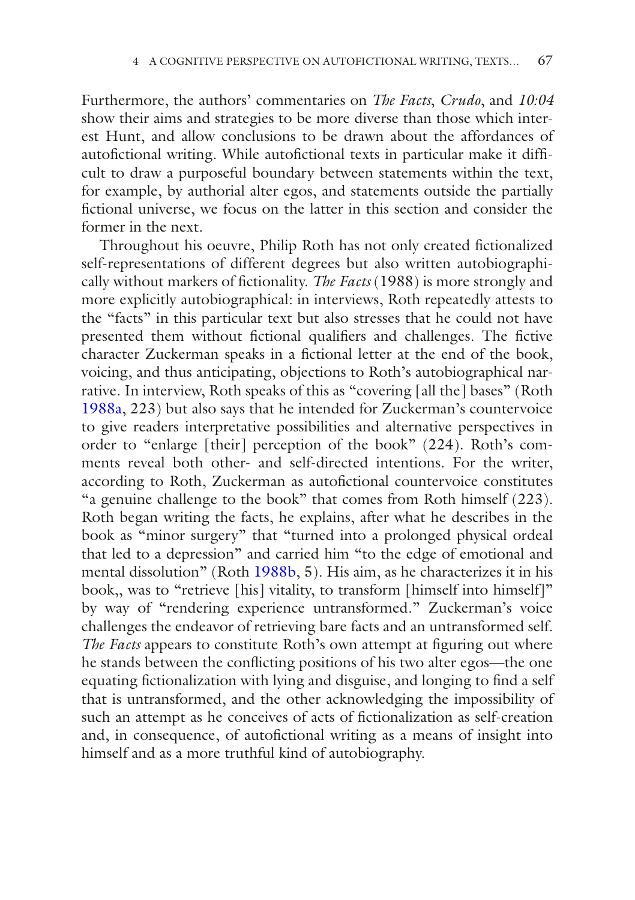Furthermore, the authors' commentaries on *The Facts*, *Crudo*, and *10:04* show their aims and strategies to be more diverse than those which interest Hunt, and allow conclusions to be drawn about the affordances of autofictional writing. While autofictional texts in particular make it difficult to draw a purposeful boundary between statements within the text, for example, by authorial alter egos, and statements outside the partially fictional universe, we focus on the latter in this section and consider the former in the next.

Throughout his oeuvre, Philip Roth has not only created fictionalized self-representations of different degrees but also written autobiographically without markers of fictionality. *The Facts* (1988) is more strongly and more explicitly autobiographical: in interviews, Roth repeatedly attests to the "facts" in this particular text but also stresses that he could not have presented them without fictional qualifiers and challenges. The fictive character Zuckerman speaks in a fictional letter at the end of the book, voicing, and thus anticipating, objections to Roth's autobiographical narrative. In interview, Roth speaks of this as "covering [all the] bases" (Roth 1988a, 223) but also says that he intended for Zuckerman's countervoice to give readers interpretative possibilities and alternative perspectives in order to "enlarge [their] perception of the book" (224). Roth's comments reveal both other- and self-directed intentions. For the writer, according to Roth, Zuckerman as autofictional countervoice constitutes "a genuine challenge to the book" that comes from Roth himself (223). Roth began writing the facts, he explains, after what he describes in the book as "minor surgery" that "turned into a prolonged physical ordeal that led to a depression" and carried him "to the edge of emotional and mental dissolution" (Roth 1988b, 5). His aim, as he characterizes it in his book,, was to "retrieve [his] vitality, to transform [himself into himself]" by way of "rendering experience untransformed." Zuckerman's voice challenges the endeavor of retrieving bare facts and an untransformed self. *The Facts* appears to constitute Roth's own attempt at figuring out where he stands between the conflicting positions of his two alter egos—the one equating fictionalization with lying and disguise, and longing to find a self that is untransformed, and the other acknowledging the impossibility of such an attempt as he conceives of acts of fictionalization as self-creation and, in consequence, of autofictional writing as a means of insight into himself and as a more truthful kind of autobiography.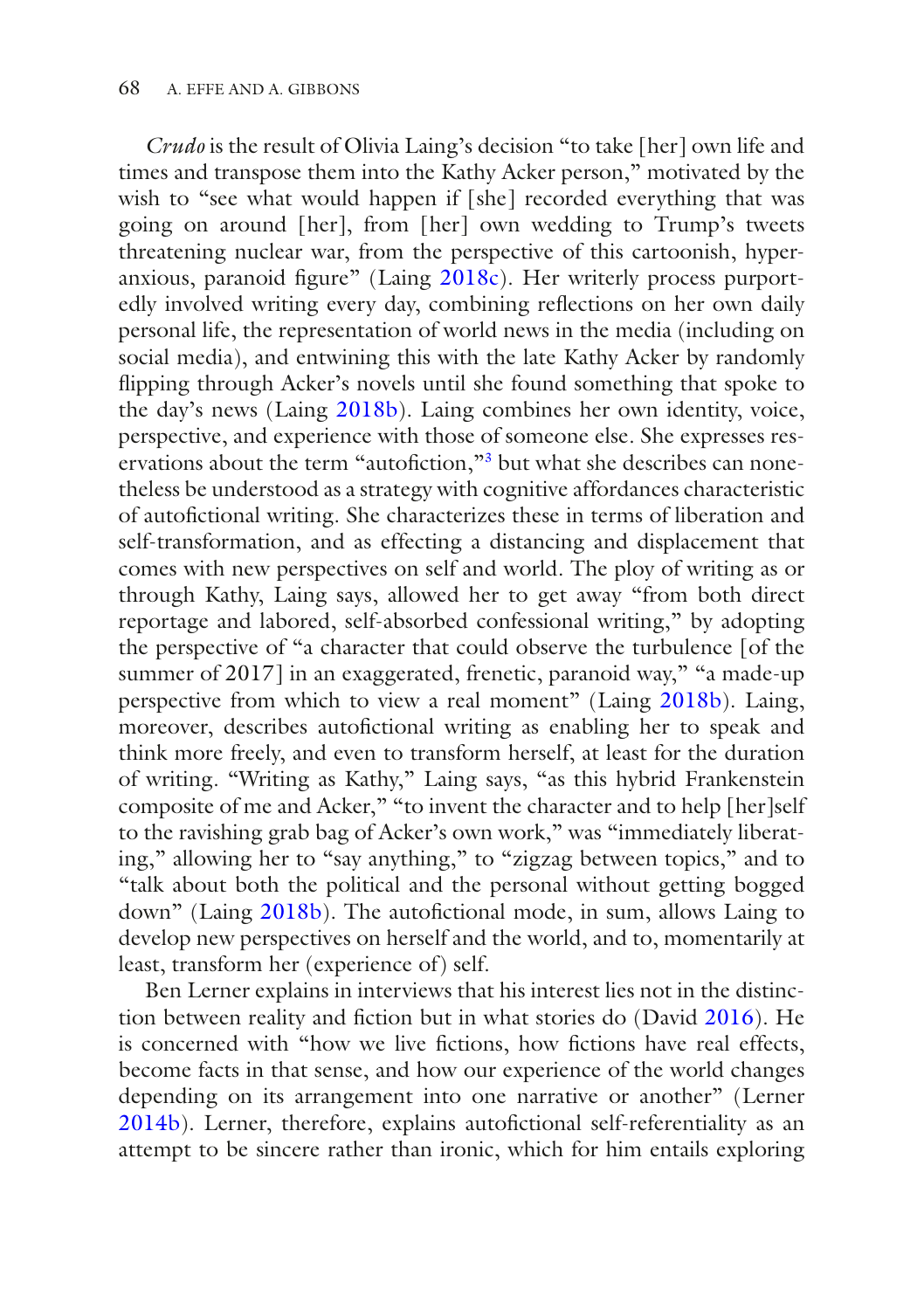*Crudo* is the result of Olivia Laing's decision "to take [her] own life and times and transpose them into the Kathy Acker person," motivated by the wish to "see what would happen if [she] recorded everything that was going on around [her], from [her] own wedding to Trump's tweets threatening nuclear war, from the perspective of this cartoonish, hyper-anxious, paranoid figure" (Laing 2018c). Her writerly process purportedly involved writing every day, combining reflections on her own daily personal life, the representation of world news in the media (including on social media), and entwining this with the late Kathy Acker by randomly flipping through Acker's novels until she found something that spoke to the day's news (Laing 2018b). Laing combines her own identity, voice, perspective, and experience with those of someone else. She expresses reservations about the term "autofiction,"[3] but what she describes can nonetheless be understood as a strategy with cognitive affordances characteristic of autofictional writing. She characterizes these in terms of liberation and self-transformation, and as effecting a distancing and displacement that comes with new perspectives on self and world. The ploy of writing as or through Kathy, Laing says, allowed her to get away "from both direct reportage and labored, self-absorbed confessional writing," by adopting the perspective of "a character that could observe the turbulence [of the summer of 2017] in an exaggerated, frenetic, paranoid way," "a made-up perspective from which to view a real moment" (Laing 2018b). Laing, moreover, describes autofictional writing as enabling her to speak and think more freely, and even to transform herself, at least for the duration of writing. "Writing as Kathy," Laing says, "as this hybrid Frankenstein composite of me and Acker," "to invent the character and to help [her]self to the ravishing grab bag of Acker's own work," was "immediately liberating," allowing her to "say anything," to "zigzag between topics," and to "talk about both the political and the personal without getting bogged down" (Laing 2018b). The autofictional mode, in sum, allows Laing to develop new perspectives on herself and the world, and to, momentarily at least, transform her (experience of) self.

Ben Lerner explains in interviews that his interest lies not in the distinction between reality and fiction but in what stories do (David 2016). He is concerned with "how we live fictions, how fictions have real effects, become facts in that sense, and how our experience of the world changes depending on its arrangement into one narrative or another" (Lerner 2014b). Lerner, therefore, explains autofictional self-referentiality as an attempt to be sincere rather than ironic, which for him entails exploring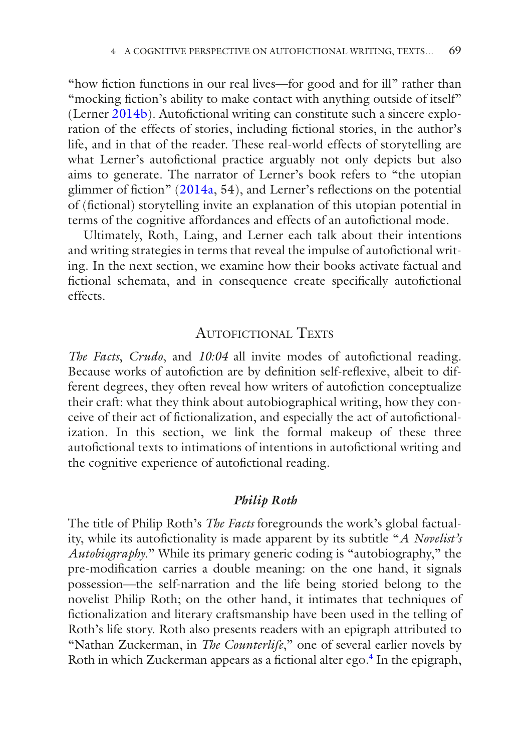"how fiction functions in our real lives—for good and for ill" rather than "mocking fiction's ability to make contact with anything outside of itself" (Lerner 2014b). Autofictional writing can constitute such a sincere exploration of the effects of stories, including fictional stories, in the author's life, and in that of the reader. These real-world effects of storytelling are what Lerner's autofictional practice arguably not only depicts but also aims to generate. The narrator of Lerner's book refers to "the utopian glimmer of fiction" (2014a, 54), and Lerner's reflections on the potential of (fictional) storytelling invite an explanation of this utopian potential in terms of the cognitive affordances and effects of an autofictional mode.

Ultimately, Roth, Laing, and Lerner each talk about their intentions and writing strategies in terms that reveal the impulse of autofictional writing. In the next section, we examine how their books activate factual and fictional schemata, and in consequence create specifically autofictional effects.

## Autofictional Texts

*The Facts*, *Crudo*, and *10:04* all invite modes of autofictional reading. Because works of autofiction are by definition self-reflexive, albeit to different degrees, they often reveal how writers of autofiction conceptualize their craft: what they think about autobiographical writing, how they conceive of their act of fictionalization, and especially the act of autofictionalization. In this section, we link the formal makeup of these three autofictional texts to intimations of intentions in autofictional writing and the cognitive experience of autofictional reading.

### *Philip Roth*

The title of Philip Roth's *The Facts* foregrounds the work's global factuality, while its autofictionality is made apparent by its subtitle "*A Novelist's Autobiography*." While its primary generic coding is "autobiography," the pre-modification carries a double meaning: on the one hand, it signals possession—the self-narration and the life being storied belong to the novelist Philip Roth; on the other hand, it intimates that techniques of fictionalization and literary craftsmanship have been used in the telling of Roth's life story. Roth also presents readers with an epigraph attributed to "Nathan Zuckerman, in *The Counterlife*," one of several earlier novels by Roth in which Zuckerman appears as a fictional alter ego.[4] In the epigraph,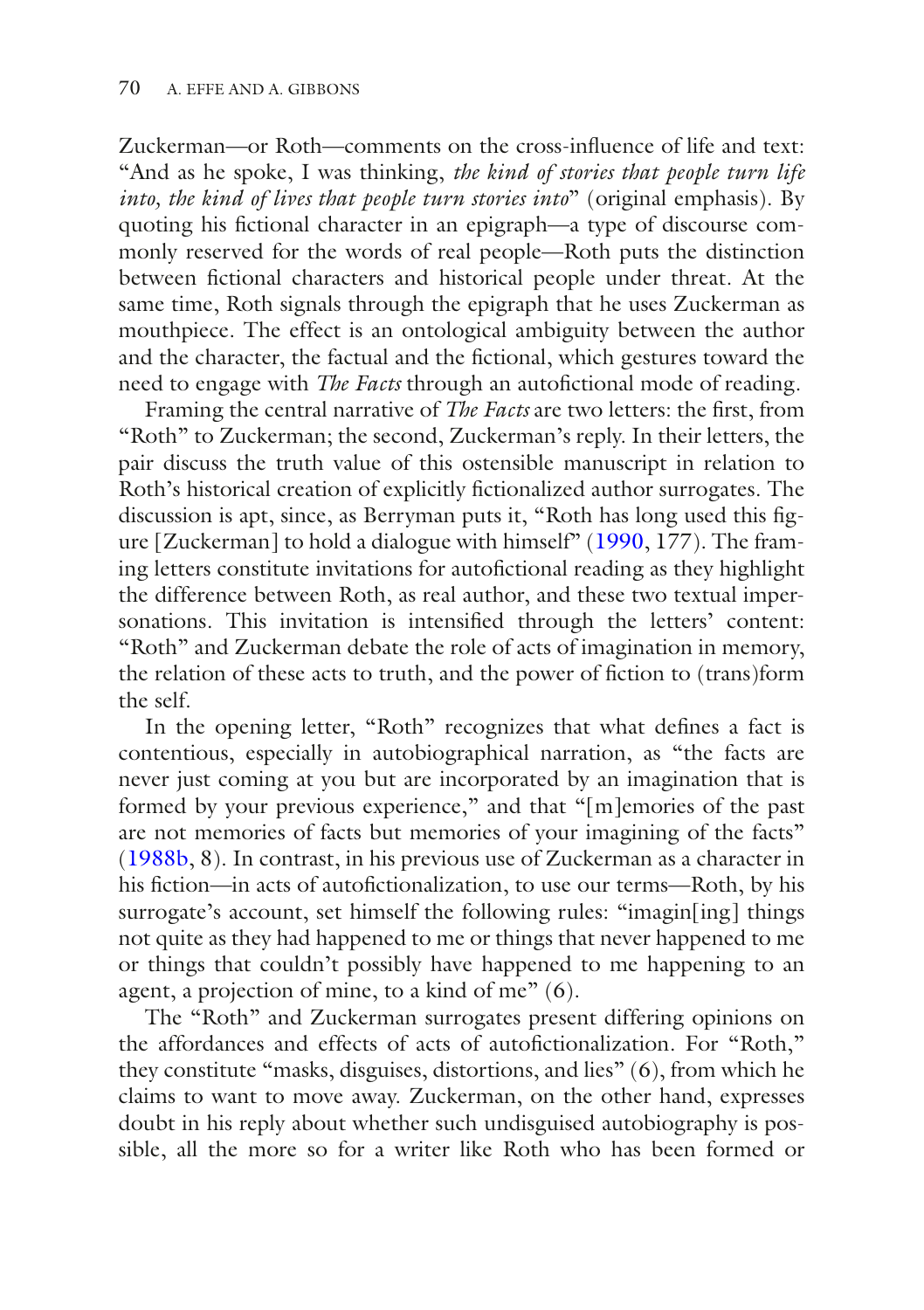Zuckerman—or Roth—comments on the cross-influence of life and text: "And as he spoke, I was thinking, *the kind of stories that people turn life into, the kind of lives that people turn stories into*" (original emphasis). By quoting his fictional character in an epigraph—a type of discourse commonly reserved for the words of real people—Roth puts the distinction between fictional characters and historical people under threat. At the same time, Roth signals through the epigraph that he uses Zuckerman as mouthpiece. The effect is an ontological ambiguity between the author and the character, the factual and the fictional, which gestures toward the need to engage with *The Facts* through an autofictional mode of reading.

Framing the central narrative of *The Facts* are two letters: the first, from "Roth" to Zuckerman; the second, Zuckerman's reply. In their letters, the pair discuss the truth value of this ostensible manuscript in relation to Roth's historical creation of explicitly fictionalized author surrogates. The discussion is apt, since, as Berryman puts it, "Roth has long used this figure [Zuckerman] to hold a dialogue with himself" (1990, 177). The framing letters constitute invitations for autofictional reading as they highlight the difference between Roth, as real author, and these two textual impersonations. This invitation is intensified through the letters' content: "Roth" and Zuckerman debate the role of acts of imagination in memory, the relation of these acts to truth, and the power of fiction to (trans)form the self.

In the opening letter, "Roth" recognizes that what defines a fact is contentious, especially in autobiographical narration, as "the facts are never just coming at you but are incorporated by an imagination that is formed by your previous experience," and that "[m]emories of the past are not memories of facts but memories of your imagining of the facts" (1988b, 8). In contrast, in his previous use of Zuckerman as a character in his fiction—in acts of autofictionalization, to use our terms—Roth, by his surrogate's account, set himself the following rules: "imagin[ing] things not quite as they had happened to me or things that never happened to me or things that couldn't possibly have happened to me happening to an agent, a projection of mine, to a kind of me" (6).

The "Roth" and Zuckerman surrogates present differing opinions on the affordances and effects of acts of autofictionalization. For "Roth," they constitute "masks, disguises, distortions, and lies" (6), from which he claims to want to move away. Zuckerman, on the other hand, expresses doubt in his reply about whether such undisguised autobiography is possible, all the more so for a writer like Roth who has been formed or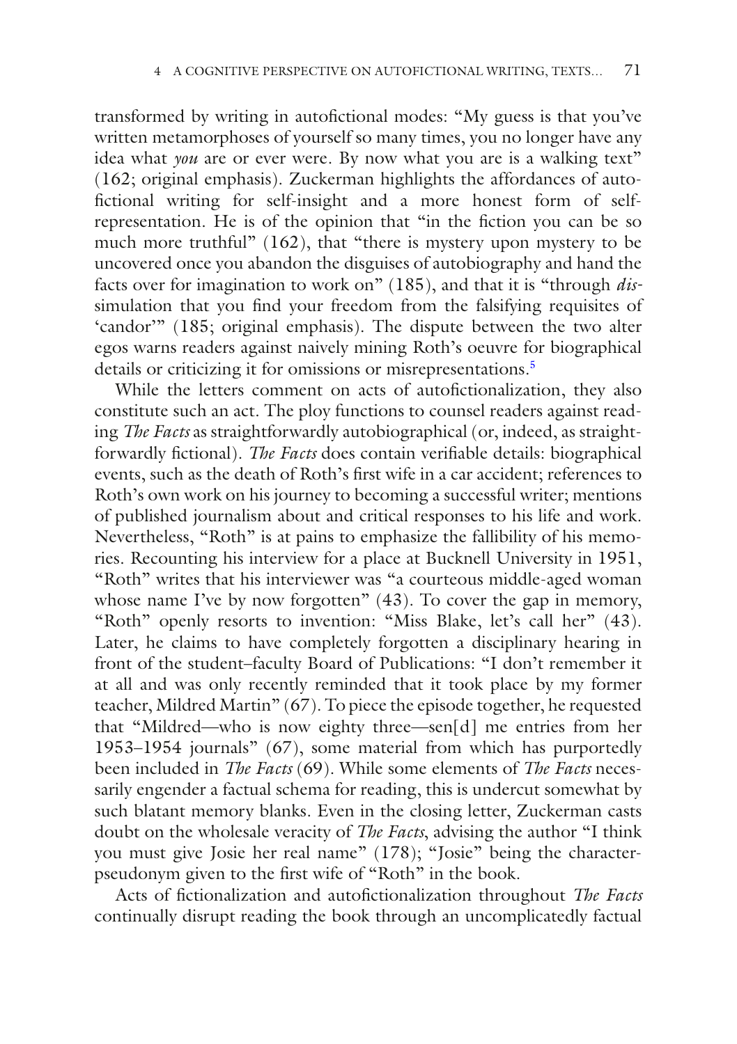transformed by writing in autofictional modes: "My guess is that you've written metamorphoses of yourself so many times, you no longer have any idea what *you* are or ever were. By now what you are is a walking text" (162; original emphasis). Zuckerman highlights the affordances of autofictional writing for self-insight and a more honest form of self-representation. He is of the opinion that "in the fiction you can be so much more truthful" (162), that "there is mystery upon mystery to be uncovered once you abandon the disguises of autobiography and hand the facts over for imagination to work on" (185), and that it is "through *dis*-simulation that you find your freedom from the falsifying requisites of 'candor'" (185; original emphasis). The dispute between the two alter egos warns readers against naively mining Roth's oeuvre for biographical details or criticizing it for omissions or misrepresentations.[5]

While the letters comment on acts of autofictionalization, they also constitute such an act. The ploy functions to counsel readers against reading *The Facts* as straightforwardly autobiographical (or, indeed, as straightforwardly fictional). *The Facts* does contain verifiable details: biographical events, such as the death of Roth's first wife in a car accident; references to Roth's own work on his journey to becoming a successful writer; mentions of published journalism about and critical responses to his life and work. Nevertheless, "Roth" is at pains to emphasize the fallibility of his memories. Recounting his interview for a place at Bucknell University in 1951, "Roth" writes that his interviewer was "a courteous middle-aged woman whose name I've by now forgotten" (43). To cover the gap in memory, "Roth" openly resorts to invention: "Miss Blake, let's call her" (43). Later, he claims to have completely forgotten a disciplinary hearing in front of the student–faculty Board of Publications: "I don't remember it at all and was only recently reminded that it took place by my former teacher, Mildred Martin" (67). To piece the episode together, he requested that "Mildred—who is now eighty three—sen[d] me entries from her 1953–1954 journals" (67), some material from which has purportedly been included in *The Facts* (69). While some elements of *The Facts* necessarily engender a factual schema for reading, this is undercut somewhat by such blatant memory blanks. Even in the closing letter, Zuckerman casts doubt on the wholesale veracity of *The Facts*, advising the author "I think you must give Josie her real name" (178); "Josie" being the character-pseudonym given to the first wife of "Roth" in the book.

Acts of fictionalization and autofictionalization throughout *The Facts* continually disrupt reading the book through an uncomplicatedly factual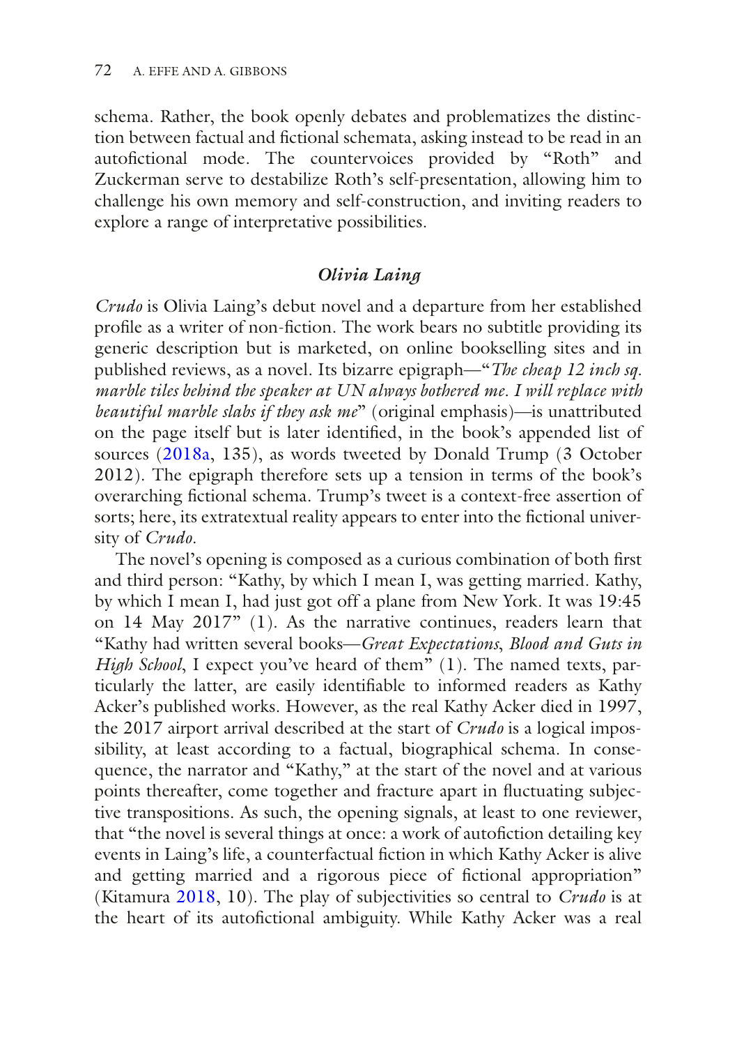schema. Rather, the book openly debates and problematizes the distinction between factual and fictional schemata, asking instead to be read in an autofictional mode. The countervoices provided by "Roth" and Zuckerman serve to destabilize Roth's self-presentation, allowing him to challenge his own memory and self-construction, and inviting readers to explore a range of interpretative possibilities.

### *Olivia Laing*

*Crudo* is Olivia Laing's debut novel and a departure from her established profile as a writer of non-fiction. The work bears no subtitle providing its generic description but is marketed, on online bookselling sites and in published reviews, as a novel. Its bizarre epigraph—"*The cheap 12 inch sq. marble tiles behind the speaker at UN always bothered me. I will replace with beautiful marble slabs if they ask me*" (original emphasis)—is unattributed on the page itself but is later identified, in the book's appended list of sources (2018a, 135), as words tweeted by Donald Trump (3 October 2012). The epigraph therefore sets up a tension in terms of the book's overarching fictional schema. Trump's tweet is a context-free assertion of sorts; here, its extratextual reality appears to enter into the fictional university of *Crudo*.

The novel's opening is composed as a curious combination of both first and third person: "Kathy, by which I mean I, was getting married. Kathy, by which I mean I, had just got off a plane from New York. It was 19:45 on 14 May 2017" (1). As the narrative continues, readers learn that "Kathy had written several books—*Great Expectations*, *Blood and Guts in High School*, I expect you've heard of them" (1). The named texts, particularly the latter, are easily identifiable to informed readers as Kathy Acker's published works. However, as the real Kathy Acker died in 1997, the 2017 airport arrival described at the start of *Crudo* is a logical impossibility, at least according to a factual, biographical schema. In consequence, the narrator and "Kathy," at the start of the novel and at various points thereafter, come together and fracture apart in fluctuating subjective transpositions. As such, the opening signals, at least to one reviewer, that "the novel is several things at once: a work of autofiction detailing key events in Laing's life, a counterfactual fiction in which Kathy Acker is alive and getting married and a rigorous piece of fictional appropriation" (Kitamura 2018, 10). The play of subjectivities so central to *Crudo* is at the heart of its autofictional ambiguity. While Kathy Acker was a real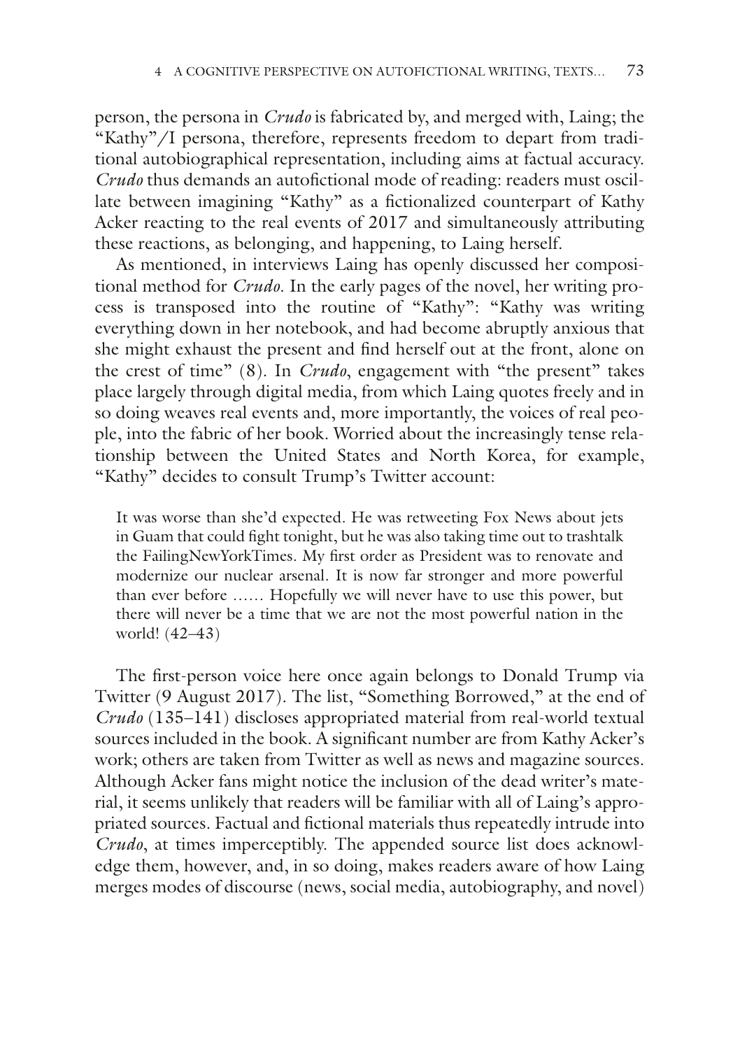person, the persona in *Crudo* is fabricated by, and merged with, Laing; the "Kathy"/I persona, therefore, represents freedom to depart from traditional autobiographical representation, including aims at factual accuracy. *Crudo* thus demands an autofictional mode of reading: readers must oscillate between imagining "Kathy" as a fictionalized counterpart of Kathy Acker reacting to the real events of 2017 and simultaneously attributing these reactions, as belonging, and happening, to Laing herself.

As mentioned, in interviews Laing has openly discussed her compositional method for *Crudo*. In the early pages of the novel, her writing process is transposed into the routine of "Kathy": "Kathy was writing everything down in her notebook, and had become abruptly anxious that she might exhaust the present and find herself out at the front, alone on the crest of time" (8). In *Crudo*, engagement with "the present" takes place largely through digital media, from which Laing quotes freely and in so doing weaves real events and, more importantly, the voices of real people, into the fabric of her book. Worried about the increasingly tense relationship between the United States and North Korea, for example, "Kathy" decides to consult Trump's Twitter account:

> It was worse than she'd expected. He was retweeting Fox News about jets in Guam that could fight tonight, but he was also taking time out to trashtalk the FailingNewYorkTimes. My first order as President was to renovate and modernize our nuclear arsenal. It is now far stronger and more powerful than ever before …… Hopefully we will never have to use this power, but there will never be a time that we are not the most powerful nation in the world! (42–43)

The first-person voice here once again belongs to Donald Trump via Twitter (9 August 2017). The list, "Something Borrowed," at the end of *Crudo* (135–141) discloses appropriated material from real-world textual sources included in the book. A significant number are from Kathy Acker's work; others are taken from Twitter as well as news and magazine sources. Although Acker fans might notice the inclusion of the dead writer's material, it seems unlikely that readers will be familiar with all of Laing's appropriated sources. Factual and fictional materials thus repeatedly intrude into *Crudo*, at times imperceptibly. The appended source list does acknowledge them, however, and, in so doing, makes readers aware of how Laing merges modes of discourse (news, social media, autobiography, and novel)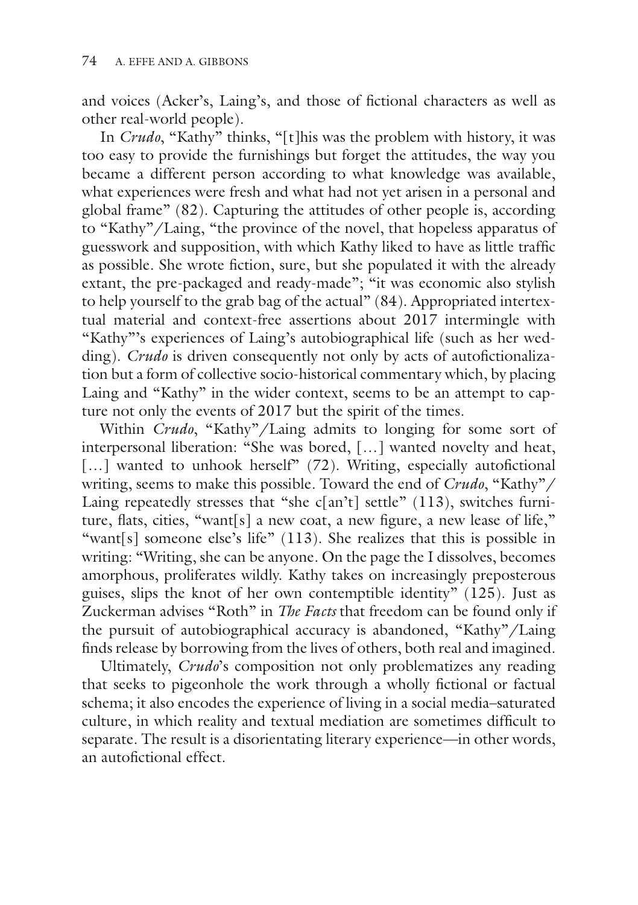and voices (Acker's, Laing's, and those of fictional characters as well as other real-world people).

In *Crudo*, "Kathy" thinks, "[t]his was the problem with history, it was too easy to provide the furnishings but forget the attitudes, the way you became a different person according to what knowledge was available, what experiences were fresh and what had not yet arisen in a personal and global frame" (82). Capturing the attitudes of other people is, according to "Kathy"/Laing, "the province of the novel, that hopeless apparatus of guesswork and supposition, with which Kathy liked to have as little traffic as possible. She wrote fiction, sure, but she populated it with the already extant, the pre-packaged and ready-made"; "it was economic also stylish to help yourself to the grab bag of the actual" (84). Appropriated intertextual material and context-free assertions about 2017 intermingle with "Kathy"'s experiences of Laing's autobiographical life (such as her wedding). *Crudo* is driven consequently not only by acts of autofictionalization but a form of collective socio-historical commentary which, by placing Laing and "Kathy" in the wider context, seems to be an attempt to capture not only the events of 2017 but the spirit of the times.

Within *Crudo*, "Kathy"/Laing admits to longing for some sort of interpersonal liberation: "She was bored, […] wanted novelty and heat, […] wanted to unhook herself" (72). Writing, especially autofictional writing, seems to make this possible. Toward the end of *Crudo*, "Kathy"/Laing repeatedly stresses that "she c[an't] settle" (113), switches furniture, flats, cities, "want[s] a new coat, a new figure, a new lease of life," "want[s] someone else's life" (113). She realizes that this is possible in writing: "Writing, she can be anyone. On the page the I dissolves, becomes amorphous, proliferates wildly. Kathy takes on increasingly preposterous guises, slips the knot of her own contemptible identity" (125). Just as Zuckerman advises "Roth" in *The Facts* that freedom can be found only if the pursuit of autobiographical accuracy is abandoned, "Kathy"/Laing finds release by borrowing from the lives of others, both real and imagined.

Ultimately, *Crudo*'s composition not only problematizes any reading that seeks to pigeonhole the work through a wholly fictional or factual schema; it also encodes the experience of living in a social media–saturated culture, in which reality and textual mediation are sometimes difficult to separate. The result is a disorientating literary experience—in other words, an autofictional effect.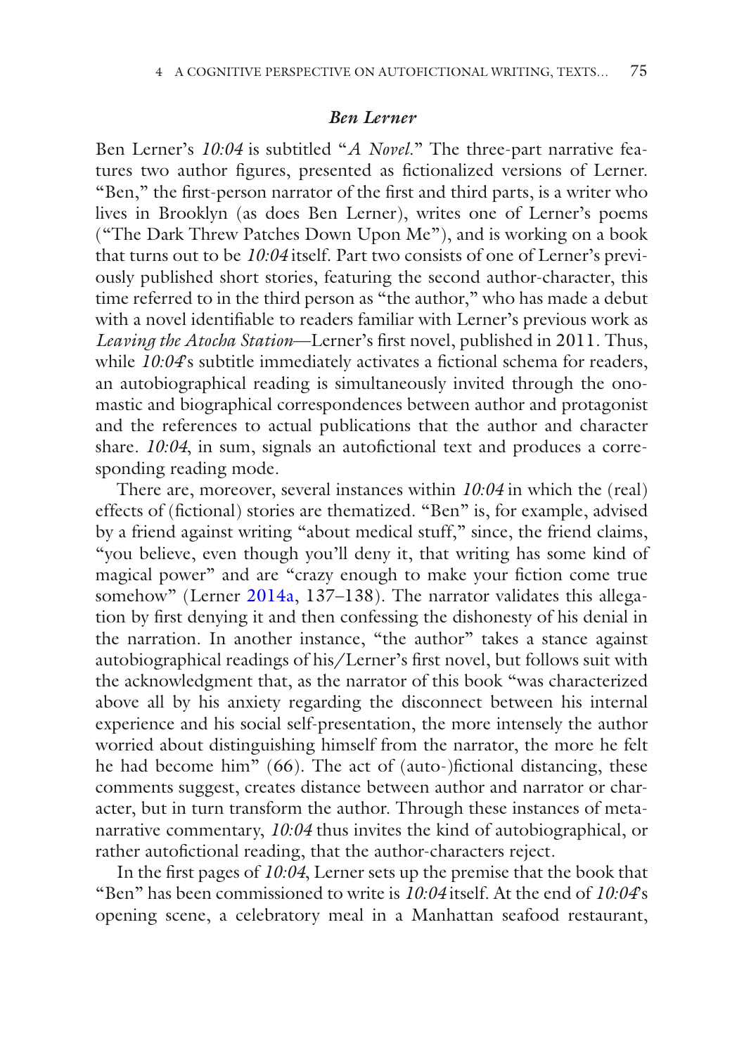### *Ben Lerner*

Ben Lerner's *10:04* is subtitled "*A Novel.*" The three-part narrative features two author figures, presented as fictionalized versions of Lerner. "Ben," the first-person narrator of the first and third parts, is a writer who lives in Brooklyn (as does Ben Lerner), writes one of Lerner's poems ("The Dark Threw Patches Down Upon Me"), and is working on a book that turns out to be *10:04* itself. Part two consists of one of Lerner's previously published short stories, featuring the second author-character, this time referred to in the third person as "the author," who has made a debut with a novel identifiable to readers familiar with Lerner's previous work as *Leaving the Atocha Station*—Lerner's first novel, published in 2011. Thus, while *10:04*'s subtitle immediately activates a fictional schema for readers, an autobiographical reading is simultaneously invited through the onomastic and biographical correspondences between author and protagonist and the references to actual publications that the author and character share. *10:04*, in sum, signals an autofictional text and produces a corresponding reading mode.

There are, moreover, several instances within *10:04* in which the (real) effects of (fictional) stories are thematized. "Ben" is, for example, advised by a friend against writing "about medical stuff," since, the friend claims, "you believe, even though you'll deny it, that writing has some kind of magical power" and are "crazy enough to make your fiction come true somehow" (Lerner 2014a, 137–138). The narrator validates this allegation by first denying it and then confessing the dishonesty of his denial in the narration. In another instance, "the author" takes a stance against autobiographical readings of his/Lerner's first novel, but follows suit with the acknowledgment that, as the narrator of this book "was characterized above all by his anxiety regarding the disconnect between his internal experience and his social self-presentation, the more intensely the author worried about distinguishing himself from the narrator, the more he felt he had become him" (66). The act of (auto-)fictional distancing, these comments suggest, creates distance between author and narrator or character, but in turn transform the author. Through these instances of metanarrative commentary, *10:04* thus invites the kind of autobiographical, or rather autofictional reading, that the author-characters reject.

In the first pages of *10:04*, Lerner sets up the premise that the book that "Ben" has been commissioned to write is *10:04* itself. At the end of *10:04*'s opening scene, a celebratory meal in a Manhattan seafood restaurant,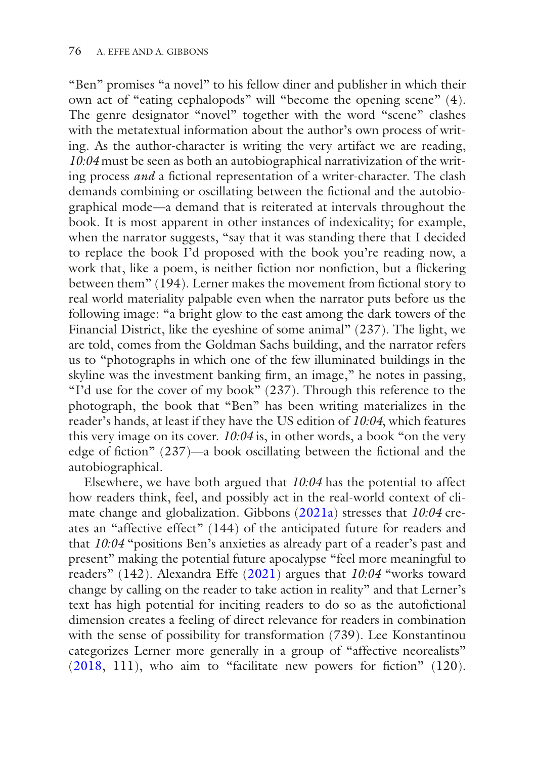"Ben" promises "a novel" to his fellow diner and publisher in which their own act of "eating cephalopods" will "become the opening scene" (4). The genre designator "novel" together with the word "scene" clashes with the metatextual information about the author's own process of writing. As the author-character is writing the very artifact we are reading, *10:04* must be seen as both an autobiographical narrativization of the writing process *and* a fictional representation of a writer-character. The clash demands combining or oscillating between the fictional and the autobiographical mode—a demand that is reiterated at intervals throughout the book. It is most apparent in other instances of indexicality; for example, when the narrator suggests, "say that it was standing there that I decided to replace the book I'd proposed with the book you're reading now, a work that, like a poem, is neither fiction nor nonfiction, but a flickering between them" (194). Lerner makes the movement from fictional story to real world materiality palpable even when the narrator puts before us the following image: "a bright glow to the east among the dark towers of the Financial District, like the eyeshine of some animal" (237). The light, we are told, comes from the Goldman Sachs building, and the narrator refers us to "photographs in which one of the few illuminated buildings in the skyline was the investment banking firm, an image," he notes in passing, "I'd use for the cover of my book" (237). Through this reference to the photograph, the book that "Ben" has been writing materializes in the reader's hands, at least if they have the US edition of *10:04*, which features this very image on its cover. *10:04* is, in other words, a book "on the very edge of fiction" (237)—a book oscillating between the fictional and the autobiographical.

Elsewhere, we have both argued that *10:04* has the potential to affect how readers think, feel, and possibly act in the real-world context of climate change and globalization. Gibbons (2021a) stresses that *10:04* creates an "affective effect" (144) of the anticipated future for readers and that *10:04* "positions Ben's anxieties as already part of a reader's past and present" making the potential future apocalypse "feel more meaningful to readers" (142). Alexandra Effe (2021) argues that *10:04* "works toward change by calling on the reader to take action in reality" and that Lerner's text has high potential for inciting readers to do so as the autofictional dimension creates a feeling of direct relevance for readers in combination with the sense of possibility for transformation (739). Lee Konstantinou categorizes Lerner more generally in a group of "affective neorealists" (2018, 111), who aim to "facilitate new powers for fiction" (120).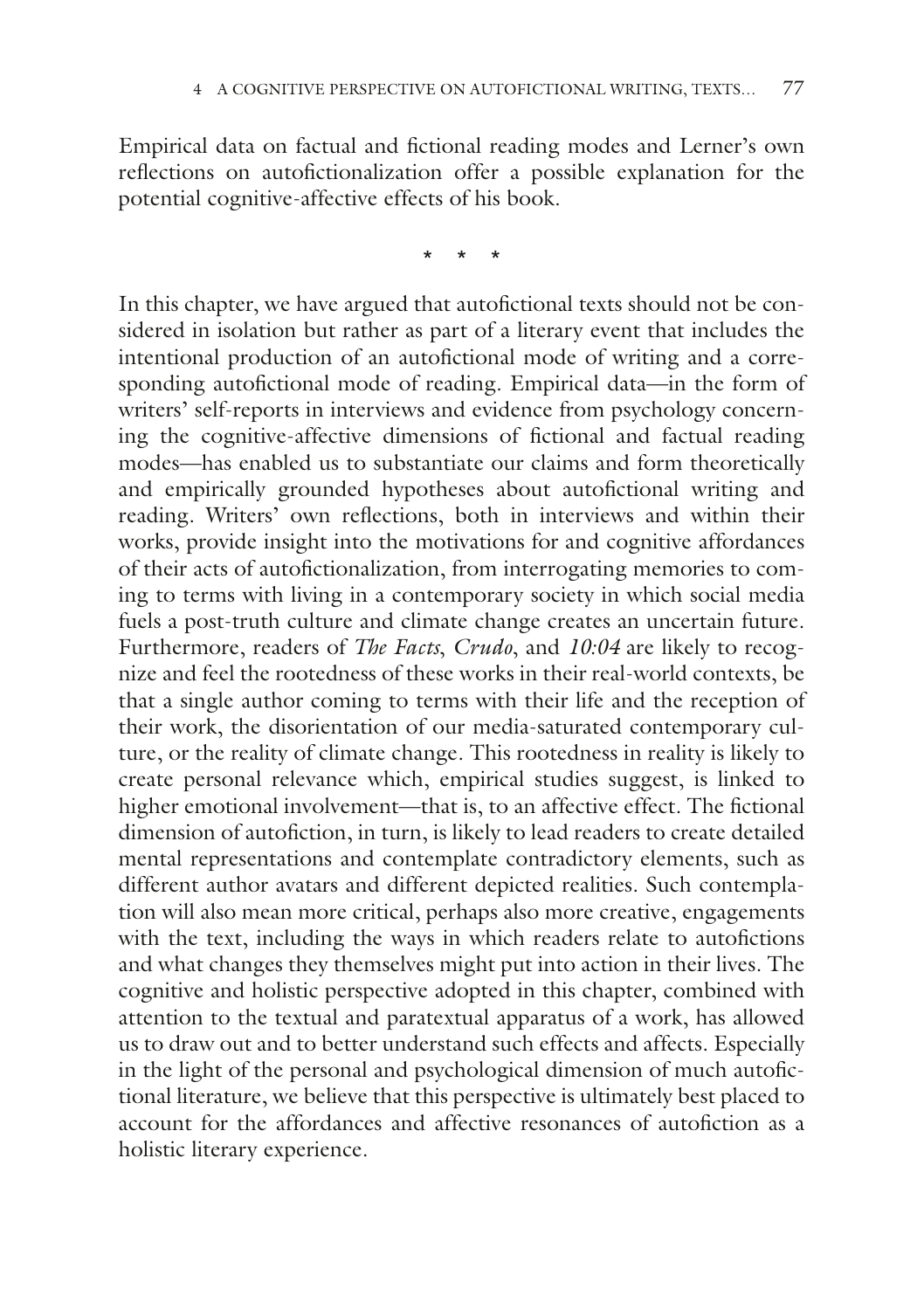Empirical data on factual and fictional reading modes and Lerner's own reflections on autofictionalization offer a possible explanation for the potential cognitive-affective effects of his book.

\* \* \*

In this chapter, we have argued that autofictional texts should not be considered in isolation but rather as part of a literary event that includes the intentional production of an autofictional mode of writing and a corresponding autofictional mode of reading. Empirical data—in the form of writers' self-reports in interviews and evidence from psychology concerning the cognitive-affective dimensions of fictional and factual reading modes—has enabled us to substantiate our claims and form theoretically and empirically grounded hypotheses about autofictional writing and reading. Writers' own reflections, both in interviews and within their works, provide insight into the motivations for and cognitive affordances of their acts of autofictionalization, from interrogating memories to coming to terms with living in a contemporary society in which social media fuels a post-truth culture and climate change creates an uncertain future. Furthermore, readers of *The Facts*, *Crudo*, and *10:04* are likely to recognize and feel the rootedness of these works in their real-world contexts, be that a single author coming to terms with their life and the reception of their work, the disorientation of our media-saturated contemporary culture, or the reality of climate change. This rootedness in reality is likely to create personal relevance which, empirical studies suggest, is linked to higher emotional involvement—that is, to an affective effect. The fictional dimension of autofiction, in turn, is likely to lead readers to create detailed mental representations and contemplate contradictory elements, such as different author avatars and different depicted realities. Such contemplation will also mean more critical, perhaps also more creative, engagements with the text, including the ways in which readers relate to autofictions and what changes they themselves might put into action in their lives. The cognitive and holistic perspective adopted in this chapter, combined with attention to the textual and paratextual apparatus of a work, has allowed us to draw out and to better understand such effects and affects. Especially in the light of the personal and psychological dimension of much autofictional literature, we believe that this perspective is ultimately best placed to account for the affordances and affective resonances of autofiction as a holistic literary experience.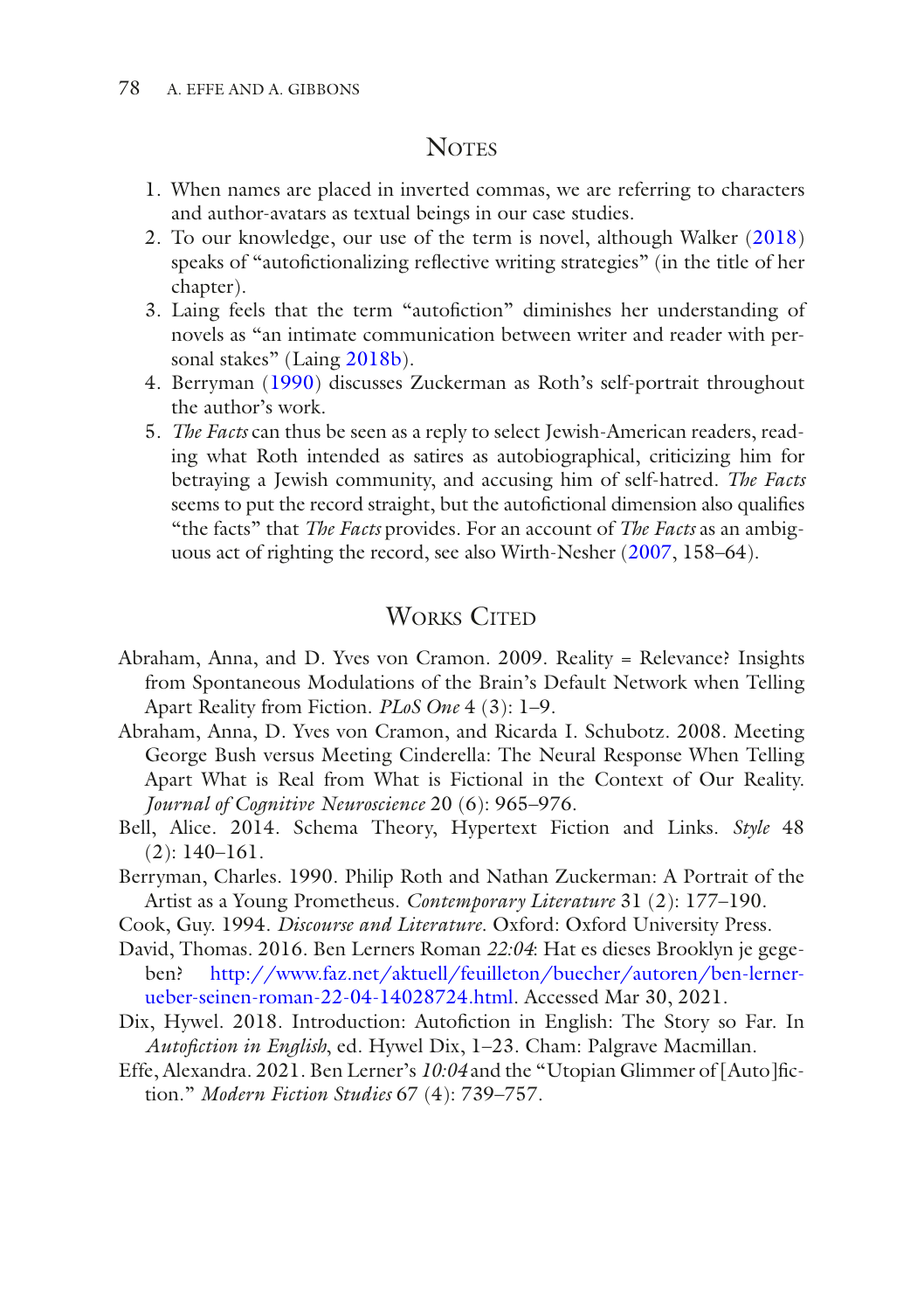## Notes

1. When names are placed in inverted commas, we are referring to characters and author-avatars as textual beings in our case studies.
2. To our knowledge, our use of the term is novel, although Walker (2018) speaks of "autofictionalizing reflective writing strategies" (in the title of her chapter).
3. Laing feels that the term "autofiction" diminishes her understanding of novels as "an intimate communication between writer and reader with personal stakes" (Laing 2018b).
4. Berryman (1990) discusses Zuckerman as Roth's self-portrait throughout the author's work.
5. *The Facts* can thus be seen as a reply to select Jewish-American readers, reading what Roth intended as satires as autobiographical, criticizing him for betraying a Jewish community, and accusing him of self-hatred. *The Facts* seems to put the record straight, but the autofictional dimension also qualifies "the facts" that *The Facts* provides. For an account of *The Facts* as an ambiguous act of righting the record, see also Wirth-Nesher (2007, 158–64).

## Works Cited

Abraham, Anna, and D. Yves von Cramon. 2009. Reality = Relevance? Insights from Spontaneous Modulations of the Brain's Default Network when Telling Apart Reality from Fiction. *PLoS One* 4 (3): 1–9.

Abraham, Anna, D. Yves von Cramon, and Ricarda I. Schubotz. 2008. Meeting George Bush versus Meeting Cinderella: The Neural Response When Telling Apart What is Real from What is Fictional in the Context of Our Reality. *Journal of Cognitive Neuroscience* 20 (6): 965–976.

Bell, Alice. 2014. Schema Theory, Hypertext Fiction and Links. *Style* 48 (2): 140–161.

Berryman, Charles. 1990. Philip Roth and Nathan Zuckerman: A Portrait of the Artist as a Young Prometheus. *Contemporary Literature* 31 (2): 177–190.

Cook, Guy. 1994. *Discourse and Literature*. Oxford: Oxford University Press.

David, Thomas. 2016. Ben Lerners Roman *22:04*: Hat es dieses Brooklyn je gegeben? http://www.faz.net/aktuell/feuilleton/buecher/autoren/ben-lerner-ueber-seinen-roman-22-04-14028724.html. Accessed Mar 30, 2021.

Dix, Hywel. 2018. Introduction: Autofiction in English: The Story so Far. In *Autofiction in English*, ed. Hywel Dix, 1–23. Cham: Palgrave Macmillan.

Effe, Alexandra. 2021. Ben Lerner's *10:04* and the "Utopian Glimmer of [Auto]fiction." *Modern Fiction Studies* 67 (4): 739–757.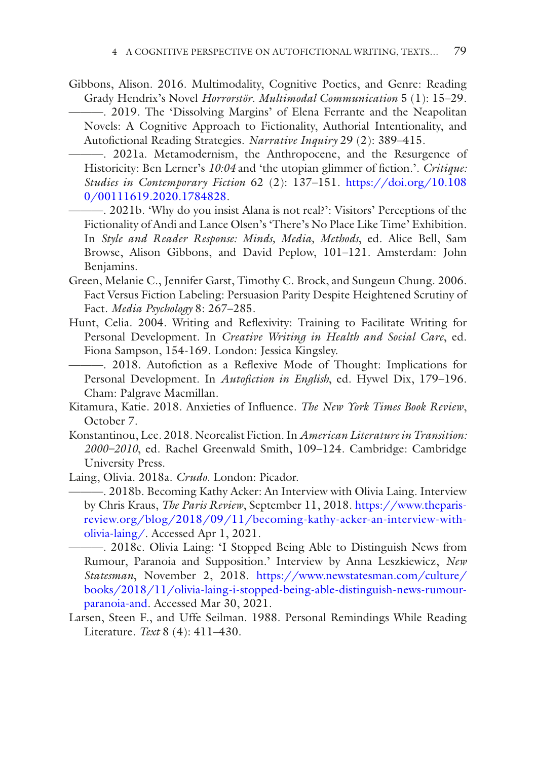Gibbons, Alison. 2016. Multimodality, Cognitive Poetics, and Genre: Reading Grady Hendrix's Novel *Horrorstör*. *Multimodal Communication* 5 (1): 15–29.

———. 2019. The 'Dissolving Margins' of Elena Ferrante and the Neapolitan Novels: A Cognitive Approach to Fictionality, Authorial Intentionality, and Autofictional Reading Strategies. *Narrative Inquiry* 29 (2): 389–415.

———. 2021a. Metamodernism, the Anthropocene, and the Resurgence of Historicity: Ben Lerner's *10:04* and 'the utopian glimmer of fiction.'. *Critique: Studies in Contemporary Fiction* 62 (2): 137–151. https://doi.org/10.1080/00111619.2020.1784828.

———. 2021b. 'Why do you insist Alana is not real?': Visitors' Perceptions of the Fictionality of Andi and Lance Olsen's 'There's No Place Like Time' Exhibition. In *Style and Reader Response: Minds, Media, Methods*, ed. Alice Bell, Sam Browse, Alison Gibbons, and David Peplow, 101–121. Amsterdam: John Benjamins.

Green, Melanie C., Jennifer Garst, Timothy C. Brock, and Sungeun Chung. 2006. Fact Versus Fiction Labeling: Persuasion Parity Despite Heightened Scrutiny of Fact. *Media Psychology* 8: 267–285.

Hunt, Celia. 2004. Writing and Reflexivity: Training to Facilitate Writing for Personal Development. In *Creative Writing in Health and Social Care*, ed. Fiona Sampson, 154-169. London: Jessica Kingsley.

———. 2018. Autofiction as a Reflexive Mode of Thought: Implications for Personal Development. In *Autofiction in English*, ed. Hywel Dix, 179–196. Cham: Palgrave Macmillan.

Kitamura, Katie. 2018. Anxieties of Influence. *The New York Times Book Review*, October 7.

Konstantinou, Lee. 2018. Neorealist Fiction. In *American Literature in Transition: 2000–2010*, ed. Rachel Greenwald Smith, 109–124. Cambridge: Cambridge University Press.

Laing, Olivia. 2018a. *Crudo*. London: Picador.

———. 2018b. Becoming Kathy Acker: An Interview with Olivia Laing. Interview by Chris Kraus, *The Paris Review*, September 11, 2018. https://www.theparisreview.org/blog/2018/09/11/becoming-kathy-acker-an-interview-with-olivia-laing/. Accessed Apr 1, 2021.

———. 2018c. Olivia Laing: 'I Stopped Being Able to Distinguish News from Rumour, Paranoia and Supposition.' Interview by Anna Leszkiewicz, *New Statesman*, November 2, 2018. https://www.newstatesman.com/culture/books/2018/11/olivia-laing-i-stopped-being-able-distinguish-news-rumour-paranoia-and. Accessed Mar 30, 2021.

Larsen, Steen F., and Uffe Seilman. 1988. Personal Remindings While Reading Literature. *Text* 8 (4): 411–430.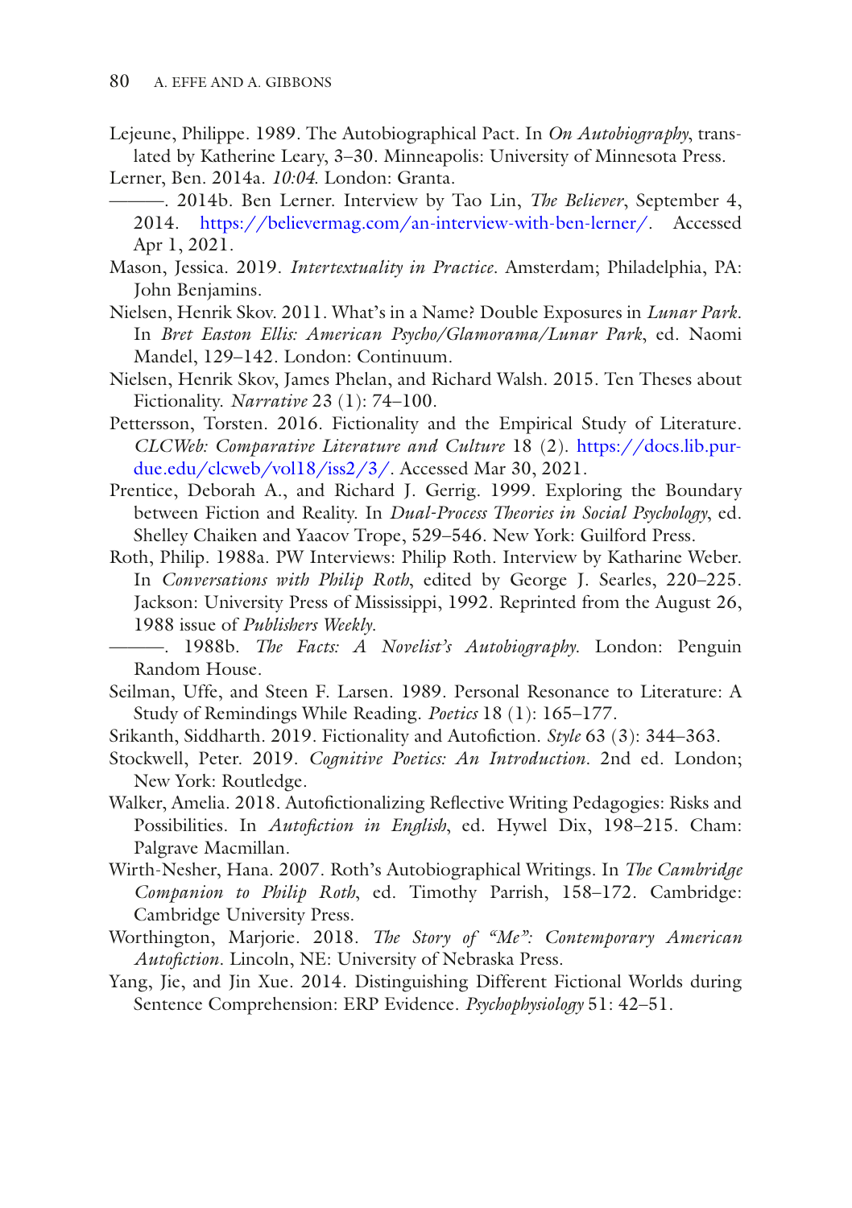Lejeune, Philippe. 1989. The Autobiographical Pact. In *On Autobiography*, translated by Katherine Leary, 3–30. Minneapolis: University of Minnesota Press.

Lerner, Ben. 2014a. *10:04*. London: Granta.

———. 2014b. Ben Lerner. Interview by Tao Lin, *The Believer*, September 4, 2014. https://believermag.com/an-interview-with-ben-lerner/. Accessed Apr 1, 2021.

Mason, Jessica. 2019. *Intertextuality in Practice*. Amsterdam; Philadelphia, PA: John Benjamins.

Nielsen, Henrik Skov. 2011. What's in a Name? Double Exposures in *Lunar Park*. In *Bret Easton Ellis: American Psycho/Glamorama/Lunar Park*, ed. Naomi Mandel, 129–142. London: Continuum.

Nielsen, Henrik Skov, James Phelan, and Richard Walsh. 2015. Ten Theses about Fictionality. *Narrative* 23 (1): 74–100.

Pettersson, Torsten. 2016. Fictionality and the Empirical Study of Literature. *CLCWeb: Comparative Literature and Culture* 18 (2). https://docs.lib.purdue.edu/clcweb/vol18/iss2/3/. Accessed Mar 30, 2021.

Prentice, Deborah A., and Richard J. Gerrig. 1999. Exploring the Boundary between Fiction and Reality. In *Dual-Process Theories in Social Psychology*, ed. Shelley Chaiken and Yaacov Trope, 529–546. New York: Guilford Press.

Roth, Philip. 1988a. PW Interviews: Philip Roth. Interview by Katharine Weber. In *Conversations with Philip Roth*, edited by George J. Searles, 220–225. Jackson: University Press of Mississippi, 1992. Reprinted from the August 26, 1988 issue of *Publishers Weekly*.

———. 1988b. *The Facts: A Novelist's Autobiography*. London: Penguin Random House.

Seilman, Uffe, and Steen F. Larsen. 1989. Personal Resonance to Literature: A Study of Remindings While Reading. *Poetics* 18 (1): 165–177.

Srikanth, Siddharth. 2019. Fictionality and Autofiction. *Style* 63 (3): 344–363.

Stockwell, Peter. 2019. *Cognitive Poetics: An Introduction*. 2nd ed. London; New York: Routledge.

Walker, Amelia. 2018. Autofictionalizing Reflective Writing Pedagogies: Risks and Possibilities. In *Autofiction in English*, ed. Hywel Dix, 198–215. Cham: Palgrave Macmillan.

Wirth-Nesher, Hana. 2007. Roth's Autobiographical Writings. In *The Cambridge Companion to Philip Roth*, ed. Timothy Parrish, 158–172. Cambridge: Cambridge University Press.

Worthington, Marjorie. 2018. *The Story of "Me": Contemporary American Autofiction*. Lincoln, NE: University of Nebraska Press.

Yang, Jie, and Jin Xue. 2014. Distinguishing Different Fictional Worlds during Sentence Comprehension: ERP Evidence. *Psychophysiology* 51: 42–51.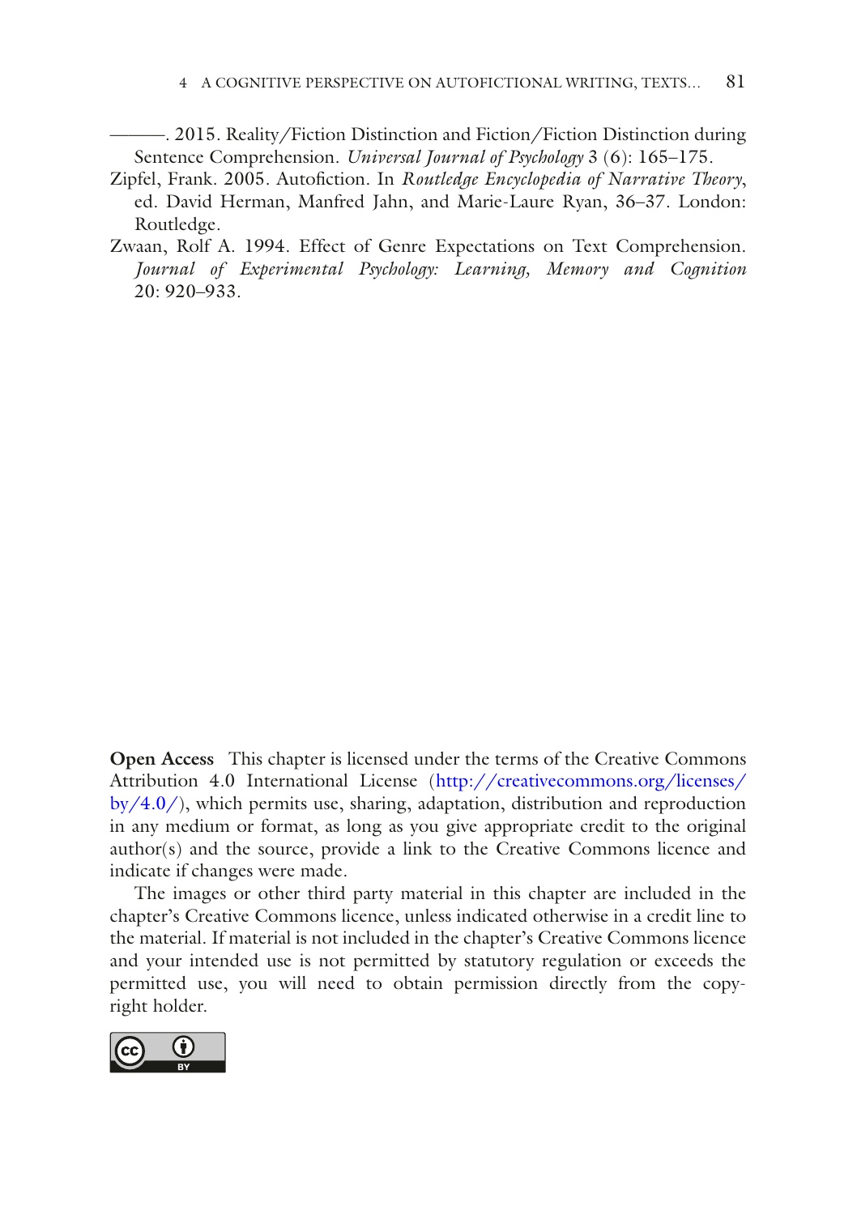———. 2015. Reality/Fiction Distinction and Fiction/Fiction Distinction during Sentence Comprehension. *Universal Journal of Psychology* 3 (6): 165–175.

Zipfel, Frank. 2005. Autofiction. In *Routledge Encyclopedia of Narrative Theory*, ed. David Herman, Manfred Jahn, and Marie-Laure Ryan, 36–37. London: Routledge.

Zwaan, Rolf A. 1994. Effect of Genre Expectations on Text Comprehension. *Journal of Experimental Psychology: Learning, Memory and Cognition* 20: 920–933.

**Open Access** This chapter is licensed under the terms of the Creative Commons Attribution 4.0 International License (http://creativecommons.org/licenses/by/4.0/), which permits use, sharing, adaptation, distribution and reproduction in any medium or format, as long as you give appropriate credit to the original author(s) and the source, provide a link to the Creative Commons licence and indicate if changes were made.

The images or other third party material in this chapter are included in the chapter's Creative Commons licence, unless indicated otherwise in a credit line to the material. If material is not included in the chapter's Creative Commons licence and your intended use is not permitted by statutory regulation or exceeds the permitted use, you will need to obtain permission directly from the copyright holder.